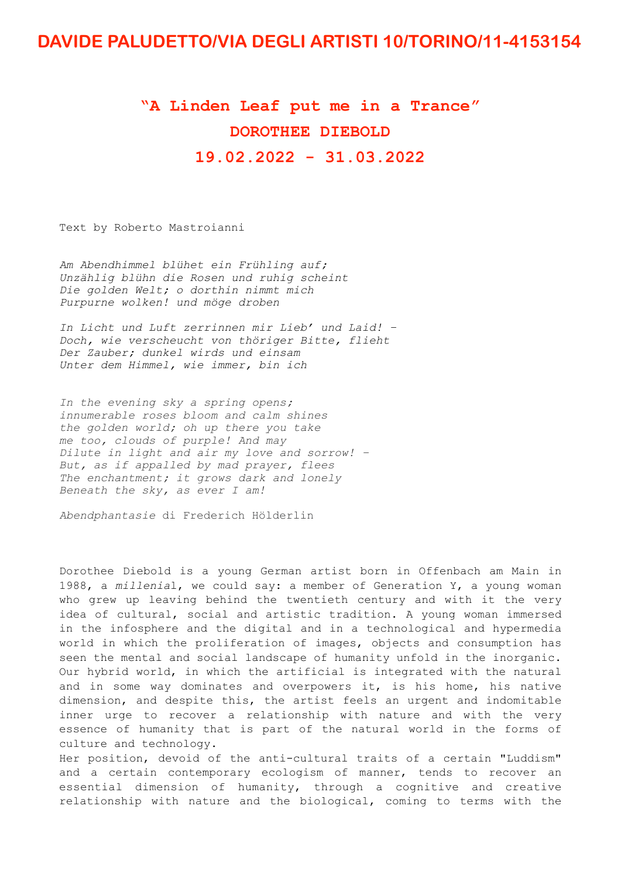# DAVIDE PALUDETTO/VIA DEGLI ARTISTI 10/TORINO/11-4153154

## "A Linden Leaf put me in a Trance"
## DOROTHEE DIEBOLD
## 19.02.2022 - 31.03.2022

Text by Roberto Mastroianni

*Am Abendhimmel blühet ein Frühling auf;*
*Unzählig blühn die Rosen und ruhig scheint*
*Die golden Welt; o dorthin nimmt mich*
*Purpurne wolken! und möge droben*

*In Licht und Luft zerrinnen mir Lieb' und Laid! -*
*Doch, wie verscheucht von thöriger Bitte, flieht*
*Der Zauber; dunkel wirds und einsam*
*Unter dem Himmel, wie immer, bin ich*

*In the evening sky a spring opens;*
*innumerable roses bloom and calm shines*
*the golden world; oh up there you take*
*me too, clouds of purple! And may*
*Dilute in light and air my love and sorrow! -*
*But, as if appalled by mad prayer, flees*
*The enchantment; it grows dark and lonely*
*Beneath the sky, as ever I am!*

*Abendphantasie* di Frederich Hölderlin

Dorothee Diebold is a young German artist born in Offenbach am Main in 1988, a *millenial*, we could say: a member of Generation Y, a young woman who grew up leaving behind the twentieth century and with it the very idea of cultural, social and artistic tradition. A young woman immersed in the infosphere and the digital and in a technological and hypermedia world in which the proliferation of images, objects and consumption has seen the mental and social landscape of humanity unfold in the inorganic. Our hybrid world, in which the artificial is integrated with the natural and in some way dominates and overpowers it, is his home, his native dimension, and despite this, the artist feels an urgent and indomitable inner urge to recover a relationship with nature and with the very essence of humanity that is part of the natural world in the forms of culture and technology.
Her position, devoid of the anti-cultural traits of a certain "Luddism" and a certain contemporary ecologism of manner, tends to recover an essential dimension of humanity, through a cognitive and creative relationship with nature and the biological, coming to terms with the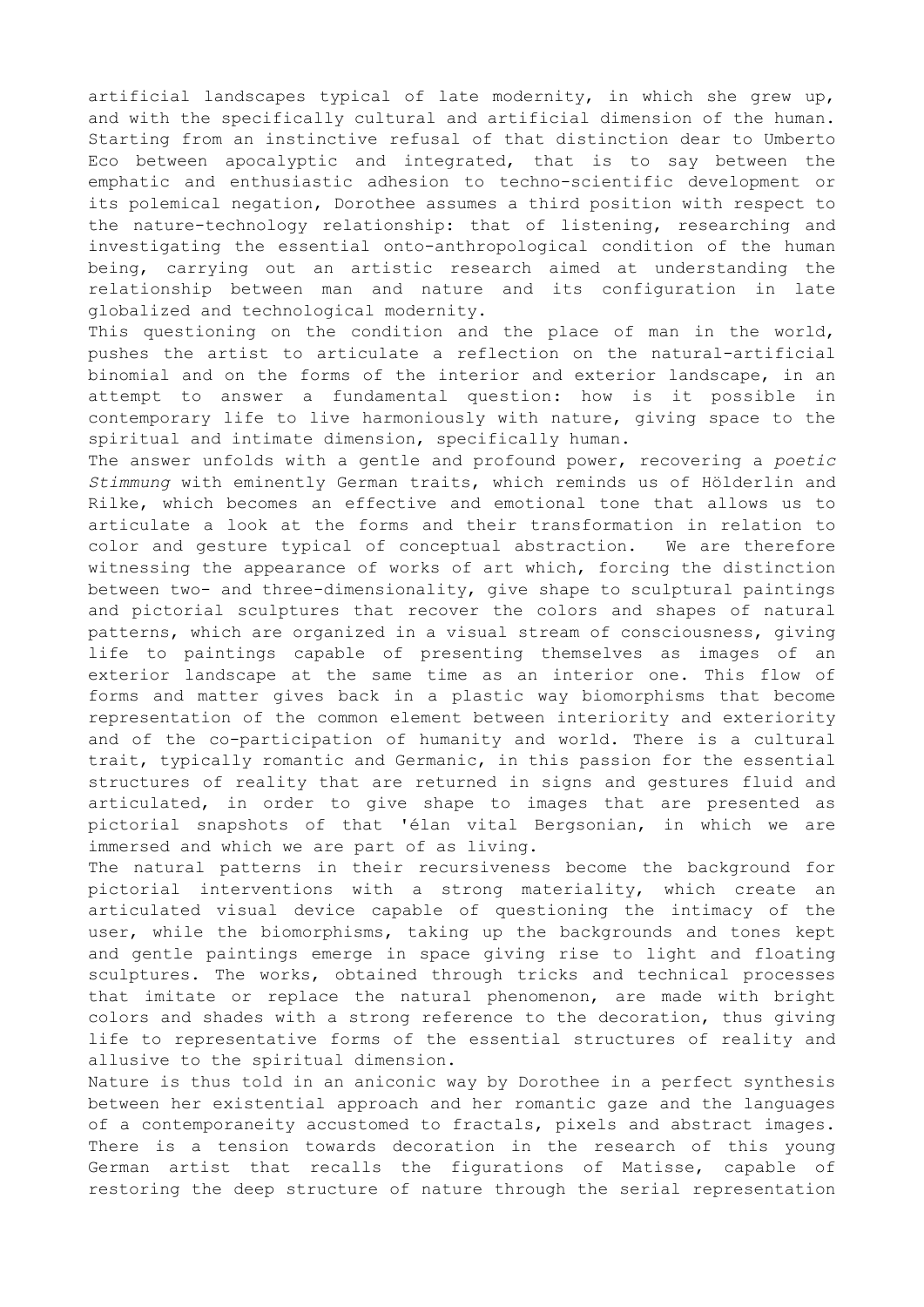artificial landscapes typical of late modernity, in which she grew up, and with the specifically cultural and artificial dimension of the human. Starting from an instinctive refusal of that distinction dear to Umberto Eco between apocalyptic and integrated, that is to say between the emphatic and enthusiastic adhesion to techno-scientific development or its polemical negation, Dorothee assumes a third position with respect to the nature-technology relationship: that of listening, researching and investigating the essential onto-anthropological condition of the human being, carrying out an artistic research aimed at understanding the relationship between man and nature and its configuration in late globalized and technological modernity.

This questioning on the condition and the place of man in the world, pushes the artist to articulate a reflection on the natural-artificial binomial and on the forms of the interior and exterior landscape, in an attempt to answer a fundamental question: how is it possible in contemporary life to live harmoniously with nature, giving space to the spiritual and intimate dimension, specifically human.

The answer unfolds with a gentle and profound power, recovering a *poetic Stimmung* with eminently German traits, which reminds us of Hölderlin and Rilke, which becomes an effective and emotional tone that allows us to articulate a look at the forms and their transformation in relation to color and gesture typical of conceptual abstraction. We are therefore witnessing the appearance of works of art which, forcing the distinction between two- and three-dimensionality, give shape to sculptural paintings and pictorial sculptures that recover the colors and shapes of natural patterns, which are organized in a visual stream of consciousness, giving life to paintings capable of presenting themselves as images of an exterior landscape at the same time as an interior one. This flow of forms and matter gives back in a plastic way biomorphisms that become representation of the common element between interiority and exteriority and of the co-participation of humanity and world. There is a cultural trait, typically romantic and Germanic, in this passion for the essential structures of reality that are returned in signs and gestures fluid and articulated, in order to give shape to images that are presented as pictorial snapshots of that 'élan vital Bergsonian, in which we are immersed and which we are part of as living.

The natural patterns in their recursiveness become the background for pictorial interventions with a strong materiality, which create an articulated visual device capable of questioning the intimacy of the user, while the biomorphisms, taking up the backgrounds and tones kept and gentle paintings emerge in space giving rise to light and floating sculptures. The works, obtained through tricks and technical processes that imitate or replace the natural phenomenon, are made with bright colors and shades with a strong reference to the decoration, thus giving life to representative forms of the essential structures of reality and allusive to the spiritual dimension.

Nature is thus told in an aniconic way by Dorothee in a perfect synthesis between her existential approach and her romantic gaze and the languages of a contemporaneity accustomed to fractals, pixels and abstract images. There is a tension towards decoration in the research of this young German artist that recalls the figurations of Matisse, capable of restoring the deep structure of nature through the serial representation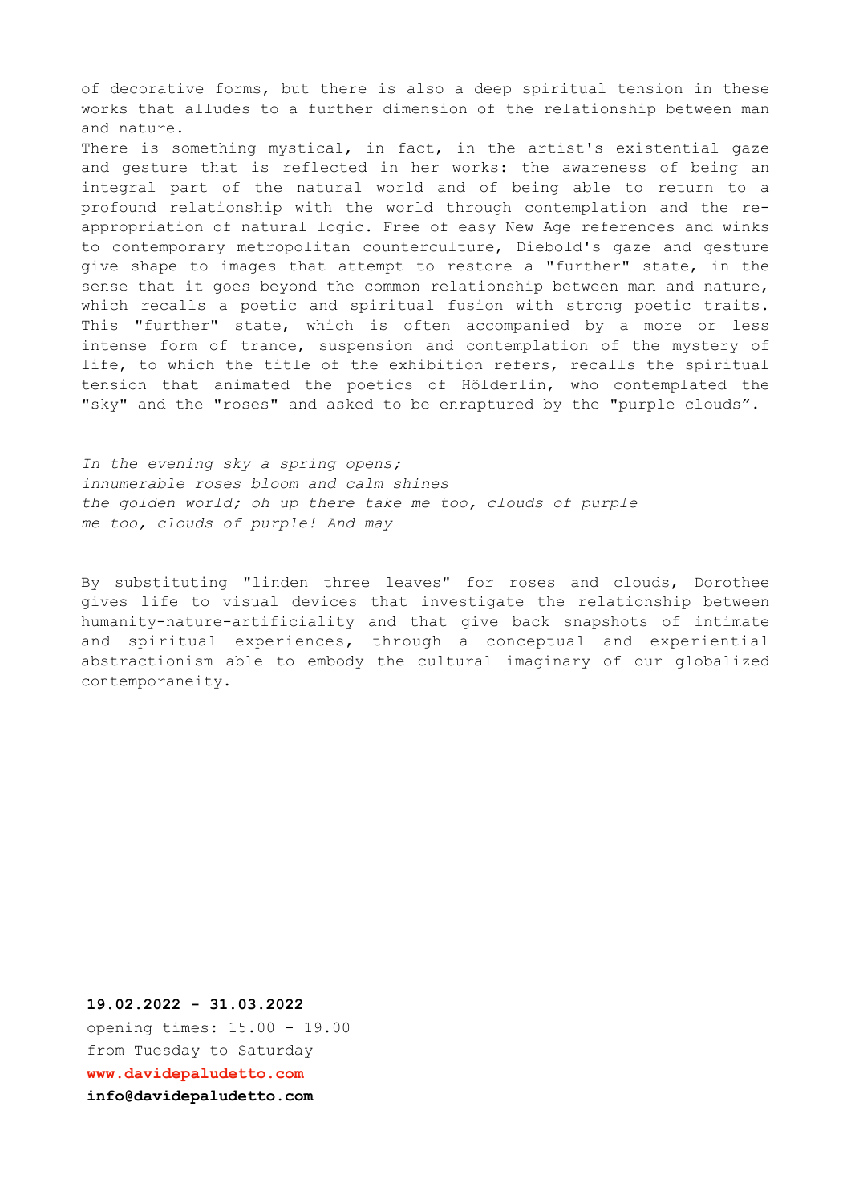of decorative forms, but there is also a deep spiritual tension in these works that alludes to a further dimension of the relationship between man and nature.
There is something mystical, in fact, in the artist's existential gaze and gesture that is reflected in her works: the awareness of being an integral part of the natural world and of being able to return to a profound relationship with the world through contemplation and the re-appropriation of natural logic. Free of easy New Age references and winks to contemporary metropolitan counterculture, Diebold's gaze and gesture give shape to images that attempt to restore a "further" state, in the sense that it goes beyond the common relationship between man and nature, which recalls a poetic and spiritual fusion with strong poetic traits. This "further" state, which is often accompanied by a more or less intense form of trance, suspension and contemplation of the mystery of life, to which the title of the exhibition refers, recalls the spiritual tension that animated the poetics of Hölderlin, who contemplated the "sky" and the "roses" and asked to be enraptured by the "purple clouds".

*In the evening sky a spring opens;*
*innumerable roses bloom and calm shines*
*the golden world; oh up there take me too, clouds of purple*
*me too, clouds of purple! And may*

By substituting "linden three leaves" for roses and clouds, Dorothee gives life to visual devices that investigate the relationship between humanity-nature-artificiality and that give back snapshots of intimate and spiritual experiences, through a conceptual and experiential abstractionism able to embody the cultural imaginary of our globalized contemporaneity.

**19.02.2022 - 31.03.2022**
opening times: 15.00 - 19.00
from Tuesday to Saturday
**www.davidepaludetto.com**
**info@davidepaludetto.com**